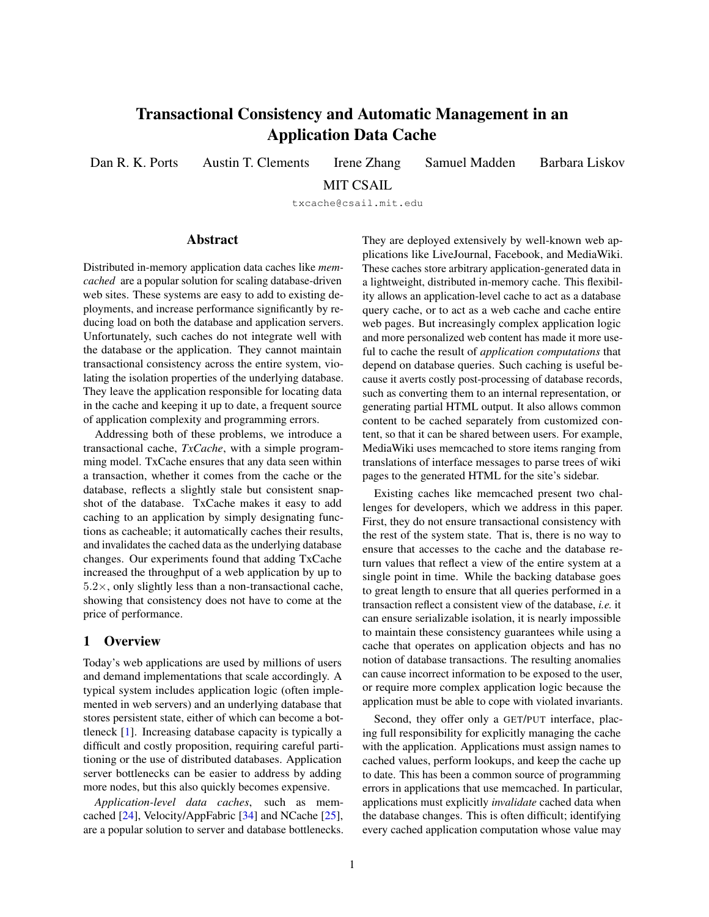# Transactional Consistency and Automatic Management in an Application Data Cache

Dan R. K. Ports Austin T. Clements Irene Zhang Samuel Madden Barbara Liskov

MIT CSAIL

txcache@csail.mit.edu

## Abstract

Distributed in-memory application data caches like *memcached* are a popular solution for scaling database-driven web sites. These systems are easy to add to existing deployments, and increase performance significantly by reducing load on both the database and application servers. Unfortunately, such caches do not integrate well with the database or the application. They cannot maintain transactional consistency across the entire system, violating the isolation properties of the underlying database. They leave the application responsible for locating data in the cache and keeping it up to date, a frequent source of application complexity and programming errors.

Addressing both of these problems, we introduce a transactional cache, *TxCache*, with a simple programming model. TxCache ensures that any data seen within a transaction, whether it comes from the cache or the database, reflects a slightly stale but consistent snapshot of the database. TxCache makes it easy to add caching to an application by simply designating functions as cacheable; it automatically caches their results, and invalidates the cached data as the underlying database changes. Our experiments found that adding TxCache increased the throughput of a web application by up to $5.2\times$, only slightly less than a non-transactional cache, showing that consistency does not have to come at the price of performance.

## 1 Overview

Today's web applications are used by millions of users and demand implementations that scale accordingly. A typical system includes application logic (often implemented in web servers) and an underlying database that stores persistent state, either of which can become a bottleneck [1]. Increasing database capacity is typically a difficult and costly proposition, requiring careful partitioning or the use of distributed databases. Application server bottlenecks can be easier to address by adding more nodes, but this also quickly becomes expensive.

*Application-level data caches*, such as memcached [24], Velocity/AppFabric [34] and NCache [25], are a popular solution to server and database bottlenecks. They are deployed extensively by well-known web applications like LiveJournal, Facebook, and MediaWiki. These caches store arbitrary application-generated data in a lightweight, distributed in-memory cache. This flexibility allows an application-level cache to act as a database query cache, or to act as a web cache and cache entire web pages. But increasingly complex application logic and more personalized web content has made it more useful to cache the result of *application computations* that depend on database queries. Such caching is useful because it averts costly post-processing of database records, such as converting them to an internal representation, or generating partial HTML output. It also allows common content to be cached separately from customized content, so that it can be shared between users. For example, MediaWiki uses memcached to store items ranging from translations of interface messages to parse trees of wiki pages to the generated HTML for the site's sidebar.

Existing caches like memcached present two challenges for developers, which we address in this paper. First, they do not ensure transactional consistency with the rest of the system state. That is, there is no way to ensure that accesses to the cache and the database return values that reflect a view of the entire system at a single point in time. While the backing database goes to great length to ensure that all queries performed in a transaction reflect a consistent view of the database, *i.e.* it can ensure serializable isolation, it is nearly impossible to maintain these consistency guarantees while using a cache that operates on application objects and has no notion of database transactions. The resulting anomalies can cause incorrect information to be exposed to the user, or require more complex application logic because the application must be able to cope with violated invariants.

Second, they offer only a GET/PUT interface, placing full responsibility for explicitly managing the cache with the application. Applications must assign names to cached values, perform lookups, and keep the cache up to date. This has been a common source of programming errors in applications that use memcached. In particular, applications must explicitly *invalidate* cached data when the database changes. This is often difficult; identifying every cached application computation whose value may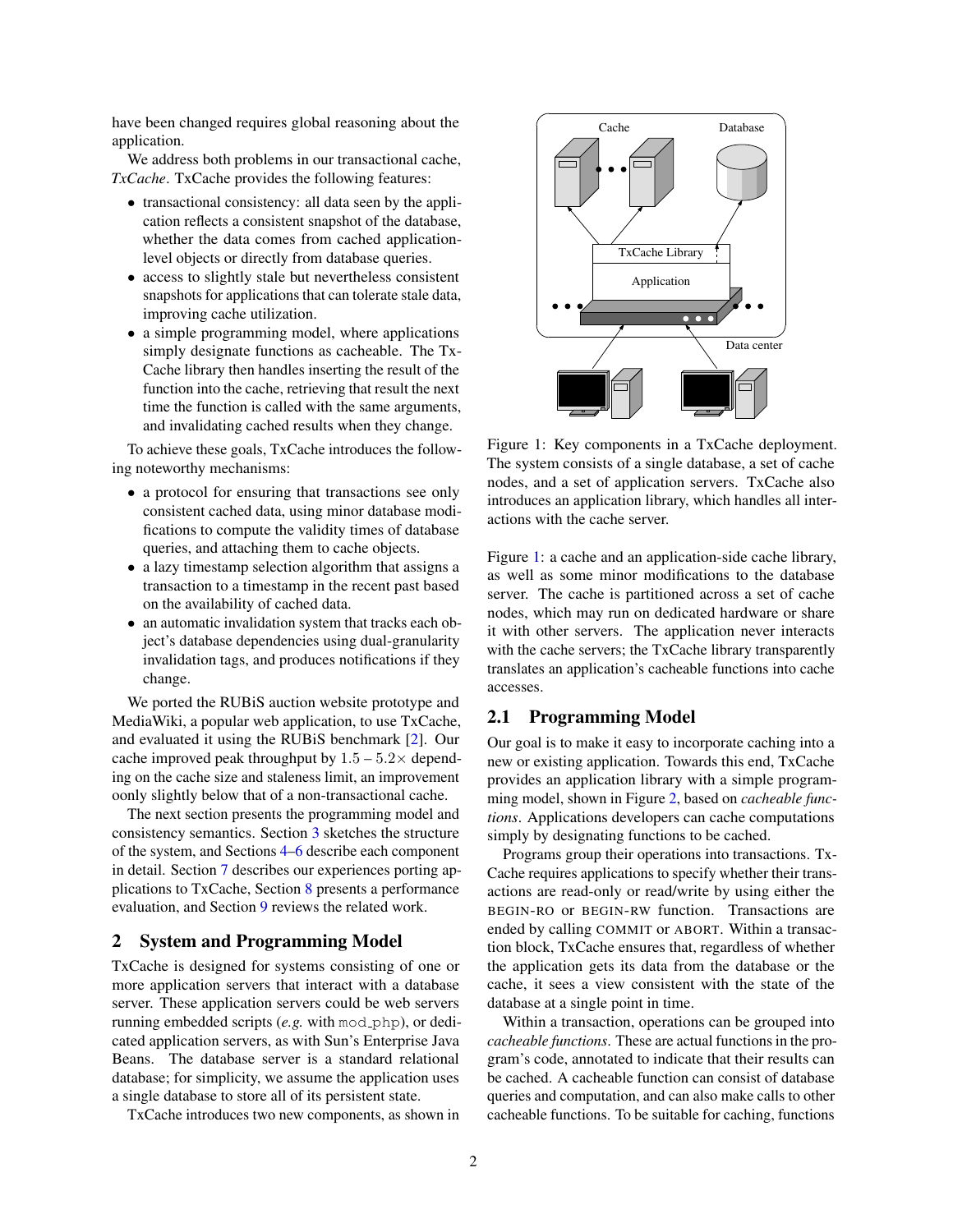have been changed requires global reasoning about the application.

We address both problems in our transactional cache, *TxCache*. TxCache provides the following features:

- transactional consistency: all data seen by the application reflects a consistent snapshot of the database, whether the data comes from cached application-level objects or directly from database queries.
- access to slightly stale but nevertheless consistent snapshots for applications that can tolerate stale data, improving cache utilization.
- a simple programming model, where applications simply designate functions as cacheable. The TxCache library then handles inserting the result of the function into the cache, retrieving that result the next time the function is called with the same arguments, and invalidating cached results when they change.

To achieve these goals, TxCache introduces the following noteworthy mechanisms:

- a protocol for ensuring that transactions see only consistent cached data, using minor database modifications to compute the validity times of database queries, and attaching them to cache objects.
- a lazy timestamp selection algorithm that assigns a transaction to a timestamp in the recent past based on the availability of cached data.
- an automatic invalidation system that tracks each object's database dependencies using dual-granularity invalidation tags, and produces notifications if they change.

We ported the RUBiS auction website prototype and MediaWiki, a popular web application, to use TxCache, and evaluated it using the RUBiS benchmark [2]. Our cache improved peak throughput by $1.5 - 5.2\times$ depending on the cache size and staleness limit, an improvement oonly slightly below that of a non-transactional cache.

The next section presents the programming model and consistency semantics. Section 3 sketches the structure of the system, and Sections 4–6 describe each component in detail. Section 7 describes our experiences porting applications to TxCache, Section 8 presents a performance evaluation, and Section 9 reviews the related work.

## 2 System and Programming Model

TxCache is designed for systems consisting of one or more application servers that interact with a database server. These application servers could be web servers running embedded scripts (*e.g.* with mod_php), or dedicated application servers, as with Sun's Enterprise Java Beans. The database server is a standard relational database; for simplicity, we assume the application uses a single database to store all of its persistent state.

TxCache introduces two new components, as shown in Figure 1: a cache and an application-side cache library, as well as some minor modifications to the database server. The cache is partitioned across a set of cache nodes, which may run on dedicated hardware or share it with other servers. The application never interacts with the cache servers; the TxCache library transparently translates an application's cacheable functions into cache accesses.

Figure 1: Key components in a TxCache deployment. The system consists of a single database, a set of cache nodes, and a set of application servers. TxCache also introduces an application library, which handles all interactions with the cache server.

### 2.1 Programming Model

Our goal is to make it easy to incorporate caching into a new or existing application. Towards this end, TxCache provides an application library with a simple programming model, shown in Figure 2, based on *cacheable functions*. Applications developers can cache computations simply by designating functions to be cached.

Programs group their operations into transactions. TxCache requires applications to specify whether their transactions are read-only or read/write by using either the BEGIN-RO or BEGIN-RW function. Transactions are ended by calling COMMIT or ABORT. Within a transaction block, TxCache ensures that, regardless of whether the application gets its data from the database or the cache, it sees a view consistent with the state of the database at a single point in time.

Within a transaction, operations can be grouped into *cacheable functions*. These are actual functions in the program's code, annotated to indicate that their results can be cached. A cacheable function can consist of database queries and computation, and can also make calls to other cacheable functions. To be suitable for caching, functions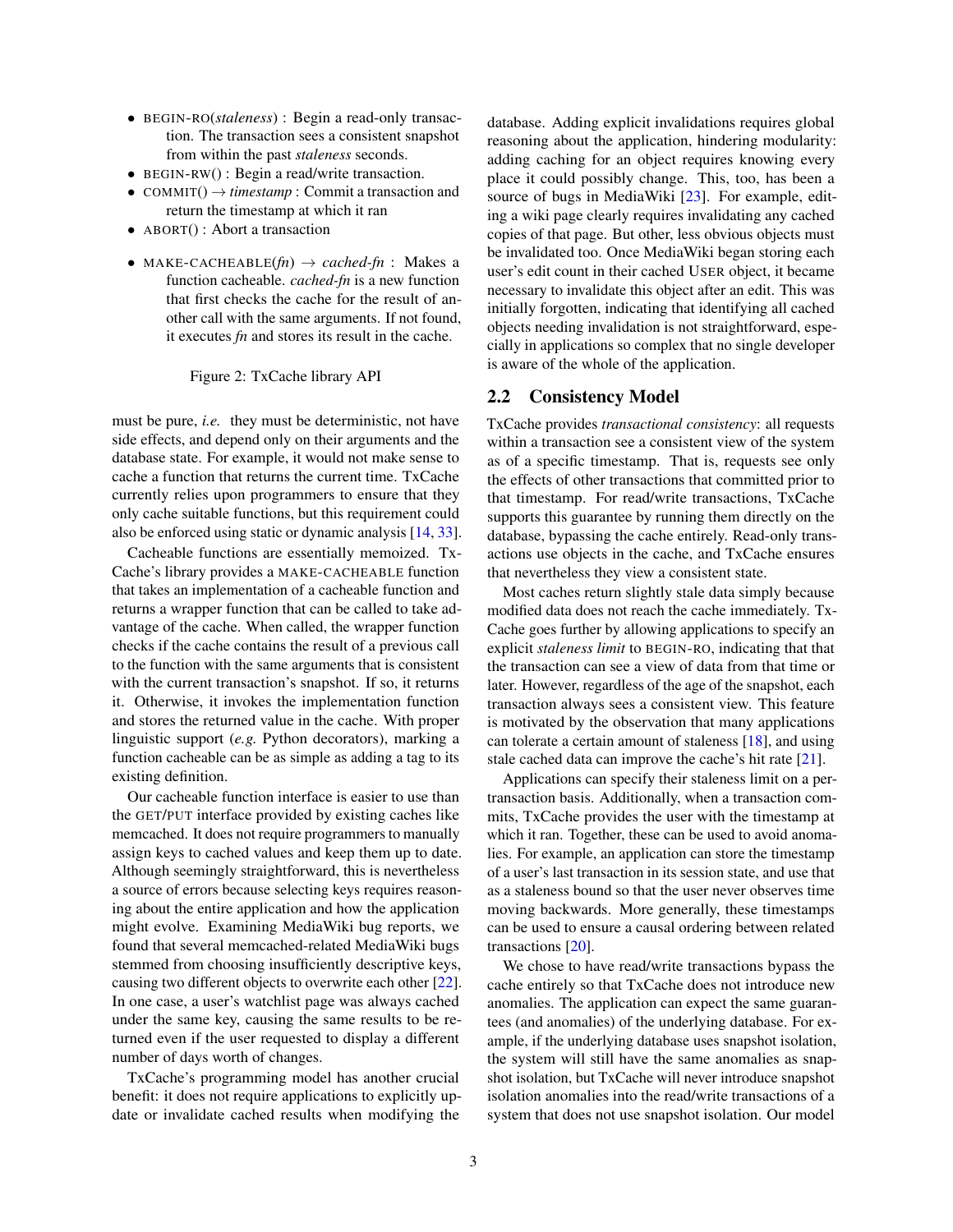- BEGIN-RO(*staleness*) : Begin a read-only transaction. The transaction sees a consistent snapshot from within the past *staleness* seconds.
- BEGIN-RW() : Begin a read/write transaction.
- COMMIT() → *timestamp* : Commit a transaction and return the timestamp at which it ran
- ABORT() : Abort a transaction

- MAKE-CACHEABLE(*fn*) → *cached-fn* : Makes a function cacheable. *cached-fn* is a new function that first checks the cache for the result of another call with the same arguments. If not found, it executes *fn* and stores its result in the cache.

Figure 2: TxCache library API

must be pure, *i.e.* they must be deterministic, not have side effects, and depend only on their arguments and the database state. For example, it would not make sense to cache a function that returns the current time. TxCache currently relies upon programmers to ensure that they only cache suitable functions, but this requirement could also be enforced using static or dynamic analysis [14, 33].

Cacheable functions are essentially memoized. TxCache's library provides a MAKE-CACHEABLE function that takes an implementation of a cacheable function and returns a wrapper function that can be called to take advantage of the cache. When called, the wrapper function checks if the cache contains the result of a previous call to the function with the same arguments that is consistent with the current transaction's snapshot. If so, it returns it. Otherwise, it invokes the implementation function and stores the returned value in the cache. With proper linguistic support (*e.g.* Python decorators), marking a function cacheable can be as simple as adding a tag to its existing definition.

Our cacheable function interface is easier to use than the GET/PUT interface provided by existing caches like memcached. It does not require programmers to manually assign keys to cached values and keep them up to date. Although seemingly straightforward, this is nevertheless a source of errors because selecting keys requires reasoning about the entire application and how the application might evolve. Examining MediaWiki bug reports, we found that several memcached-related MediaWiki bugs stemmed from choosing insufficiently descriptive keys, causing two different objects to overwrite each other [22]. In one case, a user's watchlist page was always cached under the same key, causing the same results to be returned even if the user requested to display a different number of days worth of changes.

TxCache's programming model has another crucial benefit: it does not require applications to explicitly update or invalidate cached results when modifying the database. Adding explicit invalidations requires global reasoning about the application, hindering modularity: adding caching for an object requires knowing every place it could possibly change. This, too, has been a source of bugs in MediaWiki [23]. For example, editing a wiki page clearly requires invalidating any cached copies of that page. But other, less obvious objects must be invalidated too. Once MediaWiki began storing each user's edit count in their cached USER object, it became necessary to invalidate this object after an edit. This was initially forgotten, indicating that identifying all cached objects needing invalidation is not straightforward, especially in applications so complex that no single developer is aware of the whole of the application.

## 2.2 Consistency Model

TxCache provides *transactional consistency*: all requests within a transaction see a consistent view of the system as of a specific timestamp. That is, requests see only the effects of other transactions that committed prior to that timestamp. For read/write transactions, TxCache supports this guarantee by running them directly on the database, bypassing the cache entirely. Read-only transactions use objects in the cache, and TxCache ensures that nevertheless they view a consistent state.

Most caches return slightly stale data simply because modified data does not reach the cache immediately. TxCache goes further by allowing applications to specify an explicit *staleness limit* to BEGIN-RO, indicating that that the transaction can see a view of data from that time or later. However, regardless of the age of the snapshot, each transaction always sees a consistent view. This feature is motivated by the observation that many applications can tolerate a certain amount of staleness [18], and using stale cached data can improve the cache's hit rate [21].

Applications can specify their staleness limit on a per-transaction basis. Additionally, when a transaction commits, TxCache provides the user with the timestamp at which it ran. Together, these can be used to avoid anomalies. For example, an application can store the timestamp of a user's last transaction in its session state, and use that as a staleness bound so that the user never observes time moving backwards. More generally, these timestamps can be used to ensure a causal ordering between related transactions [20].

We chose to have read/write transactions bypass the cache entirely so that TxCache does not introduce new anomalies. The application can expect the same guarantees (and anomalies) of the underlying database. For example, if the underlying database uses snapshot isolation, the system will still have the same anomalies as snapshot isolation, but TxCache will never introduce snapshot isolation anomalies into the read/write transactions of a system that does not use snapshot isolation. Our model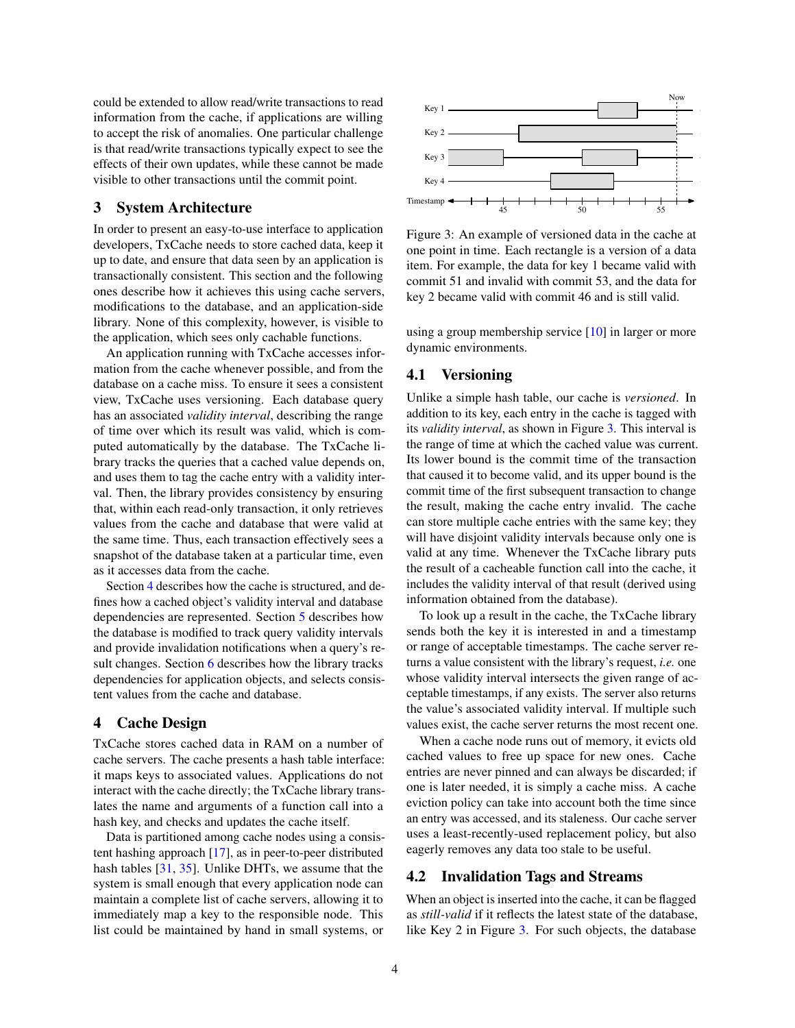could be extended to allow read/write transactions to read information from the cache, if applications are willing to accept the risk of anomalies. One particular challenge is that read/write transactions typically expect to see the effects of their own updates, while these cannot be made visible to other transactions until the commit point.

## 3 System Architecture

In order to present an easy-to-use interface to application developers, TxCache needs to store cached data, keep it up to date, and ensure that data seen by an application is transactionally consistent. This section and the following ones describe how it achieves this using cache servers, modifications to the database, and an application-side library. None of this complexity, however, is visible to the application, which sees only cachable functions.

An application running with TxCache accesses information from the cache whenever possible, and from the database on a cache miss. To ensure it sees a consistent view, TxCache uses versioning. Each database query has an associated *validity interval*, describing the range of time over which its result was valid, which is computed automatically by the database. The TxCache library tracks the queries that a cached value depends on, and uses them to tag the cache entry with a validity interval. Then, the library provides consistency by ensuring that, within each read-only transaction, it only retrieves values from the cache and database that were valid at the same time. Thus, each transaction effectively sees a snapshot of the database taken at a particular time, even as it accesses data from the cache.

Section 4 describes how the cache is structured, and defines how a cached object's validity interval and database dependencies are represented. Section 5 describes how the database is modified to track query validity intervals and provide invalidation notifications when a query's result changes. Section 6 describes how the library tracks dependencies for application objects, and selects consistent values from the cache and database.

## 4 Cache Design

TxCache stores cached data in RAM on a number of cache servers. The cache presents a hash table interface: it maps keys to associated values. Applications do not interact with the cache directly; the TxCache library translates the name and arguments of a function call into a hash key, and checks and updates the cache itself.

Data is partitioned among cache nodes using a consistent hashing approach [17], as in peer-to-peer distributed hash tables [31, 35]. Unlike DHTs, we assume that the system is small enough that every application node can maintain a complete list of cache servers, allowing it to immediately map a key to the responsible node. This list could be maintained by hand in small systems, or using a group membership service [10] in larger or more dynamic environments.

Figure 3: An example of versioned data in the cache at one point in time. Each rectangle is a version of a data item. For example, the data for key 1 became valid with commit 51 and invalid with commit 53, and the data for key 2 became valid with commit 46 and is still valid.

### 4.1 Versioning

Unlike a simple hash table, our cache is *versioned*. In addition to its key, each entry in the cache is tagged with its *validity interval*, as shown in Figure 3. This interval is the range of time at which the cached value was current. Its lower bound is the commit time of the transaction that caused it to become valid, and its upper bound is the commit time of the first subsequent transaction to change the result, making the cache entry invalid. The cache can store multiple cache entries with the same key; they will have disjoint validity intervals because only one is valid at any time. Whenever the TxCache library puts the result of a cacheable function call into the cache, it includes the validity interval of that result (derived using information obtained from the database).

To look up a result in the cache, the TxCache library sends both the key it is interested in and a timestamp or range of acceptable timestamps. The cache server returns a value consistent with the library's request, *i.e.* one whose validity interval intersects the given range of acceptable timestamps, if any exists. The server also returns the value's associated validity interval. If multiple such values exist, the cache server returns the most recent one.

When a cache node runs out of memory, it evicts old cached values to free up space for new ones. Cache entries are never pinned and can always be discarded; if one is later needed, it is simply a cache miss. A cache eviction policy can take into account both the time since an entry was accessed, and its staleness. Our cache server uses a least-recently-used replacement policy, but also eagerly removes any data too stale to be useful.

### 4.2 Invalidation Tags and Streams

When an object is inserted into the cache, it can be flagged as *still-valid* if it reflects the latest state of the database, like Key 2 in Figure 3. For such objects, the database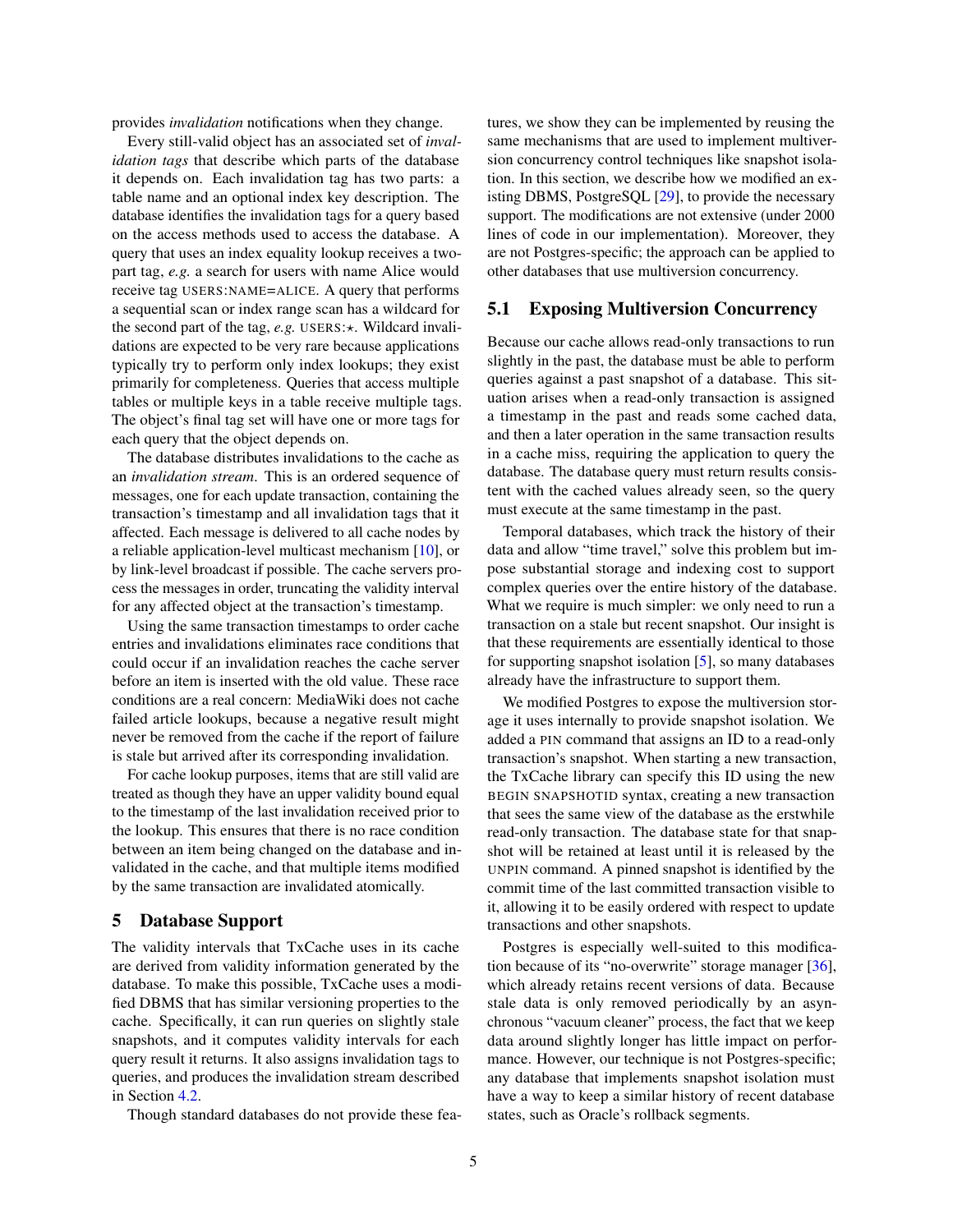provides *invalidation* notifications when they change.

Every still-valid object has an associated set of *invalidation tags* that describe which parts of the database it depends on. Each invalidation tag has two parts: a table name and an optional index key description. The database identifies the invalidation tags for a query based on the access methods used to access the database. A query that uses an index equality lookup receives a two-part tag, *e.g.* a search for users with name Alice would receive tag USERS:NAME=ALICE. A query that performs a sequential scan or index range scan has a wildcard for the second part of the tag, *e.g.* USERS:$\star$. Wildcard invalidations are expected to be very rare because applications typically try to perform only index lookups; they exist primarily for completeness. Queries that access multiple tables or multiple keys in a table receive multiple tags. The object's final tag set will have one or more tags for each query that the object depends on.

The database distributes invalidations to the cache as an *invalidation stream*. This is an ordered sequence of messages, one for each update transaction, containing the transaction's timestamp and all invalidation tags that it affected. Each message is delivered to all cache nodes by a reliable application-level multicast mechanism [10], or by link-level broadcast if possible. The cache servers process the messages in order, truncating the validity interval for any affected object at the transaction's timestamp.

Using the same transaction timestamps to order cache entries and invalidations eliminates race conditions that could occur if an invalidation reaches the cache server before an item is inserted with the old value. These race conditions are a real concern: MediaWiki does not cache failed article lookups, because a negative result might never be removed from the cache if the report of failure is stale but arrived after its corresponding invalidation.

For cache lookup purposes, items that are still valid are treated as though they have an upper validity bound equal to the timestamp of the last invalidation received prior to the lookup. This ensures that there is no race condition between an item being changed on the database and invalidated in the cache, and that multiple items modified by the same transaction are invalidated atomically.

## 5 Database Support

The validity intervals that TxCache uses in its cache are derived from validity information generated by the database. To make this possible, TxCache uses a modified DBMS that has similar versioning properties to the cache. Specifically, it can run queries on slightly stale snapshots, and it computes validity intervals for each query result it returns. It also assigns invalidation tags to queries, and produces the invalidation stream described in Section 4.2.

Though standard databases do not provide these features, we show they can be implemented by reusing the same mechanisms that are used to implement multiversion concurrency control techniques like snapshot isolation. In this section, we describe how we modified an existing DBMS, PostgreSQL [29], to provide the necessary support. The modifications are not extensive (under 2000 lines of code in our implementation). Moreover, they are not Postgres-specific; the approach can be applied to other databases that use multiversion concurrency.

### 5.1 Exposing Multiversion Concurrency

Because our cache allows read-only transactions to run slightly in the past, the database must be able to perform queries against a past snapshot of a database. This situation arises when a read-only transaction is assigned a timestamp in the past and reads some cached data, and then a later operation in the same transaction results in a cache miss, requiring the application to query the database. The database query must return results consistent with the cached values already seen, so the query must execute at the same timestamp in the past.

Temporal databases, which track the history of their data and allow "time travel," solve this problem but impose substantial storage and indexing cost to support complex queries over the entire history of the database. What we require is much simpler: we only need to run a transaction on a stale but recent snapshot. Our insight is that these requirements are essentially identical to those for supporting snapshot isolation [5], so many databases already have the infrastructure to support them.

We modified Postgres to expose the multiversion storage it uses internally to provide snapshot isolation. We added a PIN command that assigns an ID to a read-only transaction's snapshot. When starting a new transaction, the TxCache library can specify this ID using the new BEGIN SNAPSHOTID syntax, creating a new transaction that sees the same view of the database as the erstwhile read-only transaction. The database state for that snapshot will be retained at least until it is released by the UNPIN command. A pinned snapshot is identified by the commit time of the last committed transaction visible to it, allowing it to be easily ordered with respect to update transactions and other snapshots.

Postgres is especially well-suited to this modification because of its "no-overwrite" storage manager [36], which already retains recent versions of data. Because stale data is only removed periodically by an asynchronous "vacuum cleaner" process, the fact that we keep data around slightly longer has little impact on performance. However, our technique is not Postgres-specific; any database that implements snapshot isolation must have a way to keep a similar history of recent database states, such as Oracle's rollback segments.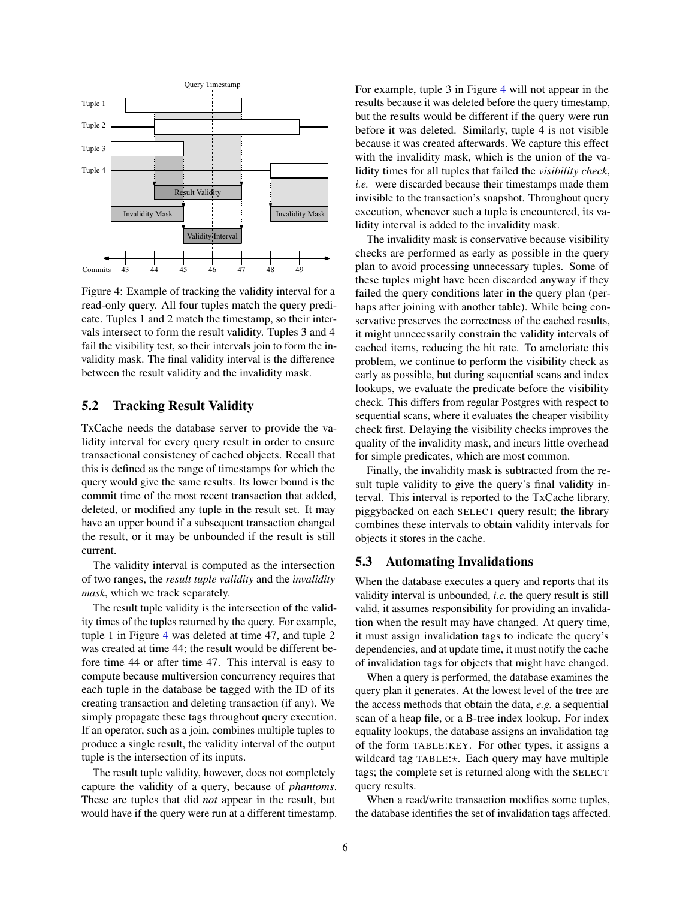Figure 4: Example of tracking the validity interval for a read-only query. All four tuples match the query predicate. Tuples 1 and 2 match the timestamp, so their intervals intersect to form the result validity. Tuples 3 and 4 fail the visibility test, so their intervals join to form the invalidity mask. The final validity interval is the difference between the result validity and the invalidity mask.

## 5.2 Tracking Result Validity

TxCache needs the database server to provide the validity interval for every query result in order to ensure transactional consistency of cached objects. Recall that this is defined as the range of timestamps for which the query would give the same results. Its lower bound is the commit time of the most recent transaction that added, deleted, or modified any tuple in the result set. It may have an upper bound if a subsequent transaction changed the result, or it may be unbounded if the result is still current.

The validity interval is computed as the intersection of two ranges, the *result tuple validity* and the *invalidity mask*, which we track separately.

The result tuple validity is the intersection of the validity times of the tuples returned by the query. For example, tuple 1 in Figure 4 was deleted at time 47, and tuple 2 was created at time 44; the result would be different before time 44 or after time 47. This interval is easy to compute because multiversion concurrency requires that each tuple in the database be tagged with the ID of its creating transaction and deleting transaction (if any). We simply propagate these tags throughout query execution. If an operator, such as a join, combines multiple tuples to produce a single result, the validity interval of the output tuple is the intersection of its inputs.

The result tuple validity, however, does not completely capture the validity of a query, because of *phantoms*. These are tuples that did *not* appear in the result, but would have if the query were run at a different timestamp. For example, tuple 3 in Figure 4 will not appear in the results because it was deleted before the query timestamp, but the results would be different if the query were run before it was deleted. Similarly, tuple 4 is not visible because it was created afterwards. We capture this effect with the invalidity mask, which is the union of the validity times for all tuples that failed the *visibility check*, *i.e.* were discarded because their timestamps made them invisible to the transaction's snapshot. Throughout query execution, whenever such a tuple is encountered, its validity interval is added to the invalidity mask.

The invalidity mask is conservative because visibility checks are performed as early as possible in the query plan to avoid processing unnecessary tuples. Some of these tuples might have been discarded anyway if they failed the query conditions later in the query plan (perhaps after joining with another table). While being conservative preserves the correctness of the cached results, it might unnecessarily constrain the validity intervals of cached items, reducing the hit rate. To ameliorate this problem, we continue to perform the visibility check as early as possible, but during sequential scans and index lookups, we evaluate the predicate before the visibility check. This differs from regular Postgres with respect to sequential scans, where it evaluates the cheaper visibility check first. Delaying the visibility checks improves the quality of the invalidity mask, and incurs little overhead for simple predicates, which are most common.

Finally, the invalidity mask is subtracted from the result tuple validity to give the query's final validity interval. This interval is reported to the TxCache library, piggybacked on each SELECT query result; the library combines these intervals to obtain validity intervals for objects it stores in the cache.

## 5.3 Automating Invalidations

When the database executes a query and reports that its validity interval is unbounded, *i.e.* the query result is still valid, it assumes responsibility for providing an invalidation when the result may have changed. At query time, it must assign invalidation tags to indicate the query's dependencies, and at update time, it must notify the cache of invalidation tags for objects that might have changed.

When a query is performed, the database examines the query plan it generates. At the lowest level of the tree are the access methods that obtain the data, *e.g.* a sequential scan of a heap file, or a B-tree index lookup. For index equality lookups, the database assigns an invalidation tag of the form TABLE:KEY. For other types, it assigns a wildcard tag TABLE:$\star$. Each query may have multiple tags; the complete set is returned along with the SELECT query results.

When a read/write transaction modifies some tuples, the database identifies the set of invalidation tags affected.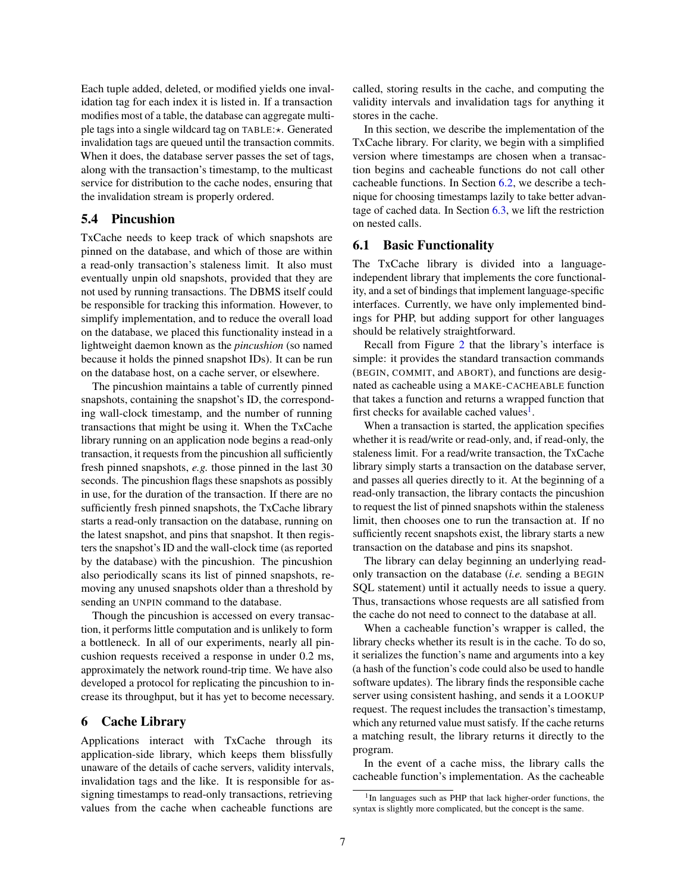Each tuple added, deleted, or modified yields one invalidation tag for each index it is listed in. If a transaction modifies most of a table, the database can aggregate multiple tags into a single wildcard tag on TABLE:⋆. Generated invalidation tags are queued until the transaction commits. When it does, the database server passes the set of tags, along with the transaction's timestamp, to the multicast service for distribution to the cache nodes, ensuring that the invalidation stream is properly ordered.

## 5.4 Pincushion

TxCache needs to keep track of which snapshots are pinned on the database, and which of those are within a read-only transaction's staleness limit. It also must eventually unpin old snapshots, provided that they are not used by running transactions. The DBMS itself could be responsible for tracking this information. However, to simplify implementation, and to reduce the overall load on the database, we placed this functionality instead in a lightweight daemon known as the *pincushion* (so named because it holds the pinned snapshot IDs). It can be run on the database host, on a cache server, or elsewhere.

The pincushion maintains a table of currently pinned snapshots, containing the snapshot's ID, the corresponding wall-clock timestamp, and the number of running transactions that might be using it. When the TxCache library running on an application node begins a read-only transaction, it requests from the pincushion all sufficiently fresh pinned snapshots, *e.g.* those pinned in the last 30 seconds. The pincushion flags these snapshots as possibly in use, for the duration of the transaction. If there are no sufficiently fresh pinned snapshots, the TxCache library starts a read-only transaction on the database, running on the latest snapshot, and pins that snapshot. It then registers the snapshot's ID and the wall-clock time (as reported by the database) with the pincushion. The pincushion also periodically scans its list of pinned snapshots, removing any unused snapshots older than a threshold by sending an UNPIN command to the database.

Though the pincushion is accessed on every transaction, it performs little computation and is unlikely to form a bottleneck. In all of our experiments, nearly all pincushion requests received a response in under 0.2 ms, approximately the network round-trip time. We have also developed a protocol for replicating the pincushion to increase its throughput, but it has yet to become necessary.

# 6 Cache Library

Applications interact with TxCache through its application-side library, which keeps them blissfully unaware of the details of cache servers, validity intervals, invalidation tags and the like. It is responsible for assigning timestamps to read-only transactions, retrieving values from the cache when cacheable functions are called, storing results in the cache, and computing the validity intervals and invalidation tags for anything it stores in the cache.

In this section, we describe the implementation of the TxCache library. For clarity, we begin with a simplified version where timestamps are chosen when a transaction begins and cacheable functions do not call other cacheable functions. In Section 6.2, we describe a technique for choosing timestamps lazily to take better advantage of cached data. In Section 6.3, we lift the restriction on nested calls.

## 6.1 Basic Functionality

The TxCache library is divided into a language-independent library that implements the core functionality, and a set of bindings that implement language-specific interfaces. Currently, we have only implemented bindings for PHP, but adding support for other languages should be relatively straightforward.

Recall from Figure 2 that the library's interface is simple: it provides the standard transaction commands (BEGIN, COMMIT, and ABORT), and functions are designated as cacheable using a MAKE-CACHEABLE function that takes a function and returns a wrapped function that first checks for available cached values[1].

When a transaction is started, the application specifies whether it is read/write or read-only, and, if read-only, the staleness limit. For a read/write transaction, the TxCache library simply starts a transaction on the database server, and passes all queries directly to it. At the beginning of a read-only transaction, the library contacts the pincushion to request the list of pinned snapshots within the staleness limit, then chooses one to run the transaction at. If no sufficiently recent snapshots exist, the library starts a new transaction on the database and pins its snapshot.

The library can delay beginning an underlying read-only transaction on the database (*i.e.* sending a BEGIN SQL statement) until it actually needs to issue a query. Thus, transactions whose requests are all satisfied from the cache do not need to connect to the database at all.

When a cacheable function's wrapper is called, the library checks whether its result is in the cache. To do so, it serializes the function's name and arguments into a key (a hash of the function's code could also be used to handle software updates). The library finds the responsible cache server using consistent hashing, and sends it a LOOKUP request. The request includes the transaction's timestamp, which any returned value must satisfy. If the cache returns a matching result, the library returns it directly to the program.

In the event of a cache miss, the library calls the cacheable function's implementation. As the cacheable

[1] In languages such as PHP that lack higher-order functions, the syntax is slightly more complicated, but the concept is the same.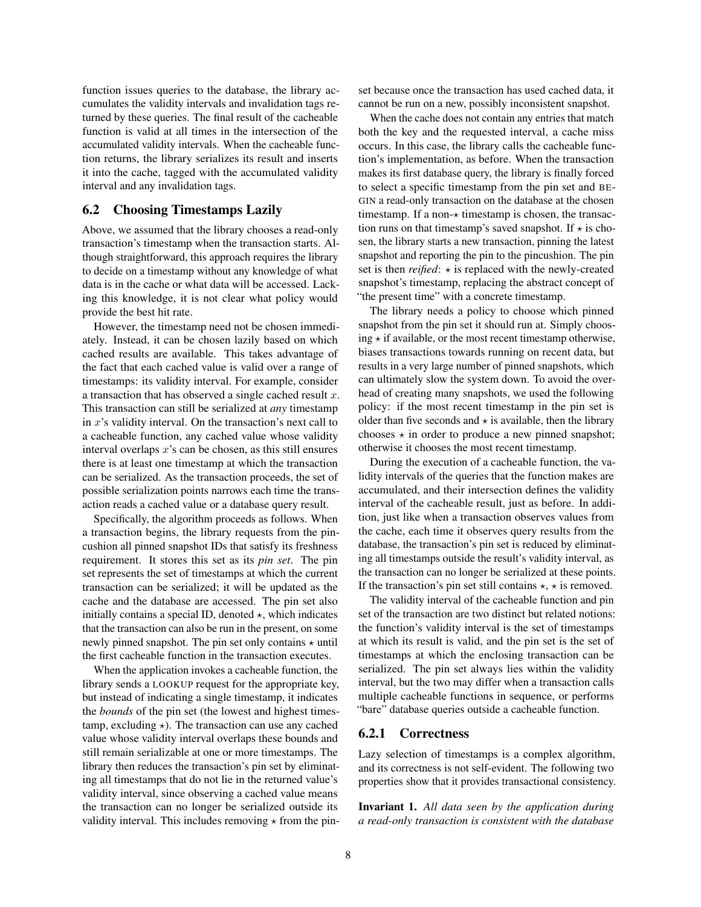function issues queries to the database, the library accumulates the validity intervals and invalidation tags returned by these queries. The final result of the cacheable function is valid at all times in the intersection of the accumulated validity intervals. When the cacheable function returns, the library serializes its result and inserts it into the cache, tagged with the accumulated validity interval and any invalidation tags.

## 6.2 Choosing Timestamps Lazily

Above, we assumed that the library chooses a read-only transaction's timestamp when the transaction starts. Although straightforward, this approach requires the library to decide on a timestamp without any knowledge of what data is in the cache or what data will be accessed. Lacking this knowledge, it is not clear what policy would provide the best hit rate.

However, the timestamp need not be chosen immediately. Instead, it can be chosen lazily based on which cached results are available. This takes advantage of the fact that each cached value is valid over a range of timestamps: its validity interval. For example, consider a transaction that has observed a single cached result $x$. This transaction can still be serialized at *any* timestamp in $x$'s validity interval. On the transaction's next call to a cacheable function, any cached value whose validity interval overlaps $x$'s can be chosen, as this still ensures there is at least one timestamp at which the transaction can be serialized. As the transaction proceeds, the set of possible serialization points narrows each time the transaction reads a cached value or a database query result.

Specifically, the algorithm proceeds as follows. When a transaction begins, the library requests from the pincushion all pinned snapshot IDs that satisfy its freshness requirement. It stores this set as its *pin set*. The pin set represents the set of timestamps at which the current transaction can be serialized; it will be updated as the cache and the database are accessed. The pin set also initially contains a special ID, denoted $\star$, which indicates that the transaction can also be run in the present, on some newly pinned snapshot. The pin set only contains $\star$ until the first cacheable function in the transaction executes.

When the application invokes a cacheable function, the library sends a LOOKUP request for the appropriate key, but instead of indicating a single timestamp, it indicates the *bounds* of the pin set (the lowest and highest timestamp, excluding $\star$). The transaction can use any cached value whose validity interval overlaps these bounds and still remain serializable at one or more timestamps. The library then reduces the transaction's pin set by eliminating all timestamps that do not lie in the returned value's validity interval, since observing a cached value means the transaction can no longer be serialized outside its validity interval. This includes removing $\star$ from the pin set because once the transaction has used cached data, it cannot be run on a new, possibly inconsistent snapshot.

When the cache does not contain any entries that match both the key and the requested interval, a cache miss occurs. In this case, the library calls the cacheable function's implementation, as before. When the transaction makes its first database query, the library is finally forced to select a specific timestamp from the pin set and BEGIN a read-only transaction on the database at the chosen timestamp. If a non-$\star$ timestamp is chosen, the transaction runs on that timestamp's saved snapshot. If $\star$ is chosen, the library starts a new transaction, pinning the latest snapshot and reporting the pin to the pincushion. The pin set is then *reified*: $\star$ is replaced with the newly-created snapshot's timestamp, replacing the abstract concept of "the present time" with a concrete timestamp.

The library needs a policy to choose which pinned snapshot from the pin set it should run at. Simply choosing $\star$ if available, or the most recent timestamp otherwise, biases transactions towards running on recent data, but results in a very large number of pinned snapshots, which can ultimately slow the system down. To avoid the overhead of creating many snapshots, we used the following policy: if the most recent timestamp in the pin set is older than five seconds and $\star$ is available, then the library chooses $\star$ in order to produce a new pinned snapshot; otherwise it chooses the most recent timestamp.

During the execution of a cacheable function, the validity intervals of the queries that the function makes are accumulated, and their intersection defines the validity interval of the cacheable result, just as before. In addition, just like when a transaction observes values from the cache, each time it observes query results from the database, the transaction's pin set is reduced by eliminating all timestamps outside the result's validity interval, as the transaction can no longer be serialized at these points. If the transaction's pin set still contains $\star$, $\star$ is removed.

The validity interval of the cacheable function and pin set of the transaction are two distinct but related notions: the function's validity interval is the set of timestamps at which its result is valid, and the pin set is the set of timestamps at which the enclosing transaction can be serialized. The pin set always lies within the validity interval, but the two may differ when a transaction calls multiple cacheable functions in sequence, or performs "bare" database queries outside a cacheable function.

### 6.2.1 Correctness

Lazy selection of timestamps is a complex algorithm, and its correctness is not self-evident. The following two properties show that it provides transactional consistency.

**Invariant 1.** *All data seen by the application during a read-only transaction is consistent with the database*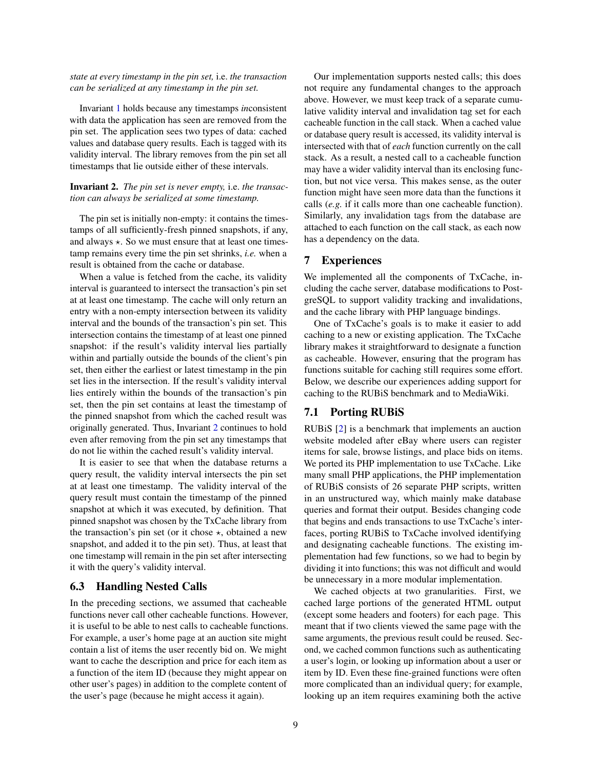*state at every timestamp in the pin set,* i.e. *the transaction can be serialized at any timestamp in the pin set.*

Invariant 1 holds because any timestamps *in*consistent with data the application has seen are removed from the pin set. The application sees two types of data: cached values and database query results. Each is tagged with its validity interval. The library removes from the pin set all timestamps that lie outside either of these intervals.

**Invariant 2.** *The pin set is never empty,* i.e. *the transaction can always be serialized at some timestamp.*

The pin set is initially non-empty: it contains the timestamps of all sufficiently-fresh pinned snapshots, if any, and always $\star$. So we must ensure that at least one timestamp remains every time the pin set shrinks, *i.e.* when a result is obtained from the cache or database.

When a value is fetched from the cache, its validity interval is guaranteed to intersect the transaction's pin set at at least one timestamp. The cache will only return an entry with a non-empty intersection between its validity interval and the bounds of the transaction's pin set. This intersection contains the timestamp of at least one pinned snapshot: if the result's validity interval lies partially within and partially outside the bounds of the client's pin set, then either the earliest or latest timestamp in the pin set lies in the intersection. If the result's validity interval lies entirely within the bounds of the transaction's pin set, then the pin set contains at least the timestamp of the pinned snapshot from which the cached result was originally generated. Thus, Invariant 2 continues to hold even after removing from the pin set any timestamps that do not lie within the cached result's validity interval.

It is easier to see that when the database returns a query result, the validity interval intersects the pin set at at least one timestamp. The validity interval of the query result must contain the timestamp of the pinned snapshot at which it was executed, by definition. That pinned snapshot was chosen by the TxCache library from the transaction's pin set (or it chose $\star$, obtained a new snapshot, and added it to the pin set). Thus, at least that one timestamp will remain in the pin set after intersecting it with the query's validity interval.

## 6.3 Handling Nested Calls

In the preceding sections, we assumed that cacheable functions never call other cacheable functions. However, it is useful to be able to nest calls to cacheable functions. For example, a user's home page at an auction site might contain a list of items the user recently bid on. We might want to cache the description and price for each item as a function of the item ID (because they might appear on other user's pages) in addition to the complete content of the user's page (because he might access it again).

Our implementation supports nested calls; this does not require any fundamental changes to the approach above. However, we must keep track of a separate cumulative validity interval and invalidation tag set for each cacheable function in the call stack. When a cached value or database query result is accessed, its validity interval is intersected with that of *each* function currently on the call stack. As a result, a nested call to a cacheable function may have a wider validity interval than its enclosing function, but not vice versa. This makes sense, as the outer function might have seen more data than the functions it calls (*e.g.* if it calls more than one cacheable function). Similarly, any invalidation tags from the database are attached to each function on the call stack, as each now has a dependency on the data.

# 7 Experiences

We implemented all the components of TxCache, including the cache server, database modifications to PostgreSQL to support validity tracking and invalidations, and the cache library with PHP language bindings.

One of TxCache's goals is to make it easier to add caching to a new or existing application. The TxCache library makes it straightforward to designate a function as cacheable. However, ensuring that the program has functions suitable for caching still requires some effort. Below, we describe our experiences adding support for caching to the RUBiS benchmark and to MediaWiki.

## 7.1 Porting RUBiS

RUBiS [2] is a benchmark that implements an auction website modeled after eBay where users can register items for sale, browse listings, and place bids on items. We ported its PHP implementation to use TxCache. Like many small PHP applications, the PHP implementation of RUBiS consists of 26 separate PHP scripts, written in an unstructured way, which mainly make database queries and format their output. Besides changing code that begins and ends transactions to use TxCache's interfaces, porting RUBiS to TxCache involved identifying and designating cacheable functions. The existing implementation had few functions, so we had to begin by dividing it into functions; this was not difficult and would be unnecessary in a more modular implementation.

We cached objects at two granularities. First, we cached large portions of the generated HTML output (except some headers and footers) for each page. This meant that if two clients viewed the same page with the same arguments, the previous result could be reused. Second, we cached common functions such as authenticating a user's login, or looking up information about a user or item by ID. Even these fine-grained functions were often more complicated than an individual query; for example, looking up an item requires examining both the active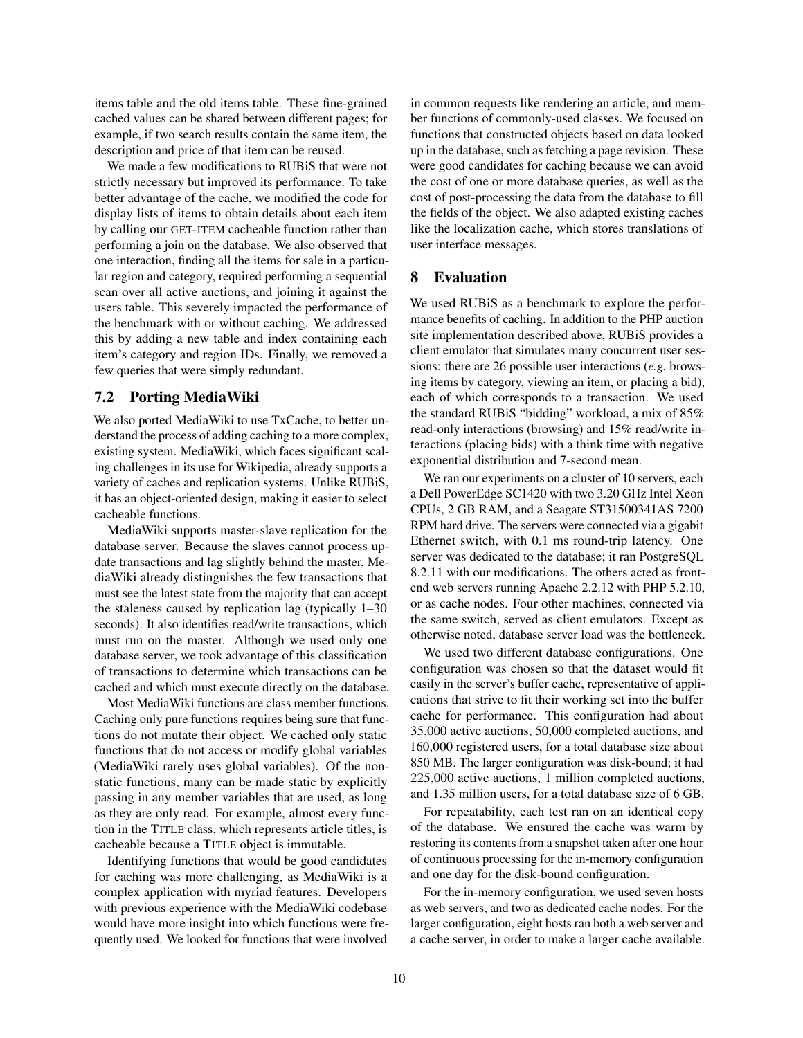items table and the old items table. These fine-grained cached values can be shared between different pages; for example, if two search results contain the same item, the description and price of that item can be reused.

We made a few modifications to RUBiS that were not strictly necessary but improved its performance. To take better advantage of the cache, we modified the code for display lists of items to obtain details about each item by calling our GET-ITEM cacheable function rather than performing a join on the database. We also observed that one interaction, finding all the items for sale in a particular region and category, required performing a sequential scan over all active auctions, and joining it against the users table. This severely impacted the performance of the benchmark with or without caching. We addressed this by adding a new table and index containing each item's category and region IDs. Finally, we removed a few queries that were simply redundant.

### 7.2 Porting MediaWiki

We also ported MediaWiki to use TxCache, to better understand the process of adding caching to a more complex, existing system. MediaWiki, which faces significant scaling challenges in its use for Wikipedia, already supports a variety of caches and replication systems. Unlike RUBiS, it has an object-oriented design, making it easier to select cacheable functions.

MediaWiki supports master-slave replication for the database server. Because the slaves cannot process update transactions and lag slightly behind the master, MediaWiki already distinguishes the few transactions that must see the latest state from the majority that can accept the staleness caused by replication lag (typically 1–30 seconds). It also identifies read/write transactions, which must run on the master. Although we used only one database server, we took advantage of this classification of transactions to determine which transactions can be cached and which must execute directly on the database.

Most MediaWiki functions are class member functions. Caching only pure functions requires being sure that functions do not mutate their object. We cached only static functions that do not access or modify global variables (MediaWiki rarely uses global variables). Of the non-static functions, many can be made static by explicitly passing in any member variables that are used, as long as they are only read. For example, almost every function in the TITLE class, which represents article titles, is cacheable because a TITLE object is immutable.

Identifying functions that would be good candidates for caching was more challenging, as MediaWiki is a complex application with myriad features. Developers with previous experience with the MediaWiki codebase would have more insight into which functions were frequently used. We looked for functions that were involved in common requests like rendering an article, and member functions of commonly-used classes. We focused on functions that constructed objects based on data looked up in the database, such as fetching a page revision. These were good candidates for caching because we can avoid the cost of one or more database queries, as well as the cost of post-processing the data from the database to fill the fields of the object. We also adapted existing caches like the localization cache, which stores translations of user interface messages.

## 8 Evaluation

We used RUBiS as a benchmark to explore the performance benefits of caching. In addition to the PHP auction site implementation described above, RUBiS provides a client emulator that simulates many concurrent user sessions: there are 26 possible user interactions (*e.g.* browsing items by category, viewing an item, or placing a bid), each of which corresponds to a transaction. We used the standard RUBiS "bidding" workload, a mix of 85% read-only interactions (browsing) and 15% read/write interactions (placing bids) with a think time with negative exponential distribution and 7-second mean.

We ran our experiments on a cluster of 10 servers, each a Dell PowerEdge SC1420 with two 3.20 GHz Intel Xeon CPUs, 2 GB RAM, and a Seagate ST31500341AS 7200 RPM hard drive. The servers were connected via a gigabit Ethernet switch, with 0.1 ms round-trip latency. One server was dedicated to the database; it ran PostgreSQL 8.2.11 with our modifications. The others acted as front-end web servers running Apache 2.2.12 with PHP 5.2.10, or as cache nodes. Four other machines, connected via the same switch, served as client emulators. Except as otherwise noted, database server load was the bottleneck.

We used two different database configurations. One configuration was chosen so that the dataset would fit easily in the server's buffer cache, representative of applications that strive to fit their working set into the buffer cache for performance. This configuration had about 35,000 active auctions, 50,000 completed auctions, and 160,000 registered users, for a total database size about 850 MB. The larger configuration was disk-bound; it had 225,000 active auctions, 1 million completed auctions, and 1.35 million users, for a total database size of 6 GB.

For repeatability, each test ran on an identical copy of the database. We ensured the cache was warm by restoring its contents from a snapshot taken after one hour of continuous processing for the in-memory configuration and one day for the disk-bound configuration.

For the in-memory configuration, we used seven hosts as web servers, and two as dedicated cache nodes. For the larger configuration, eight hosts ran both a web server and a cache server, in order to make a larger cache available.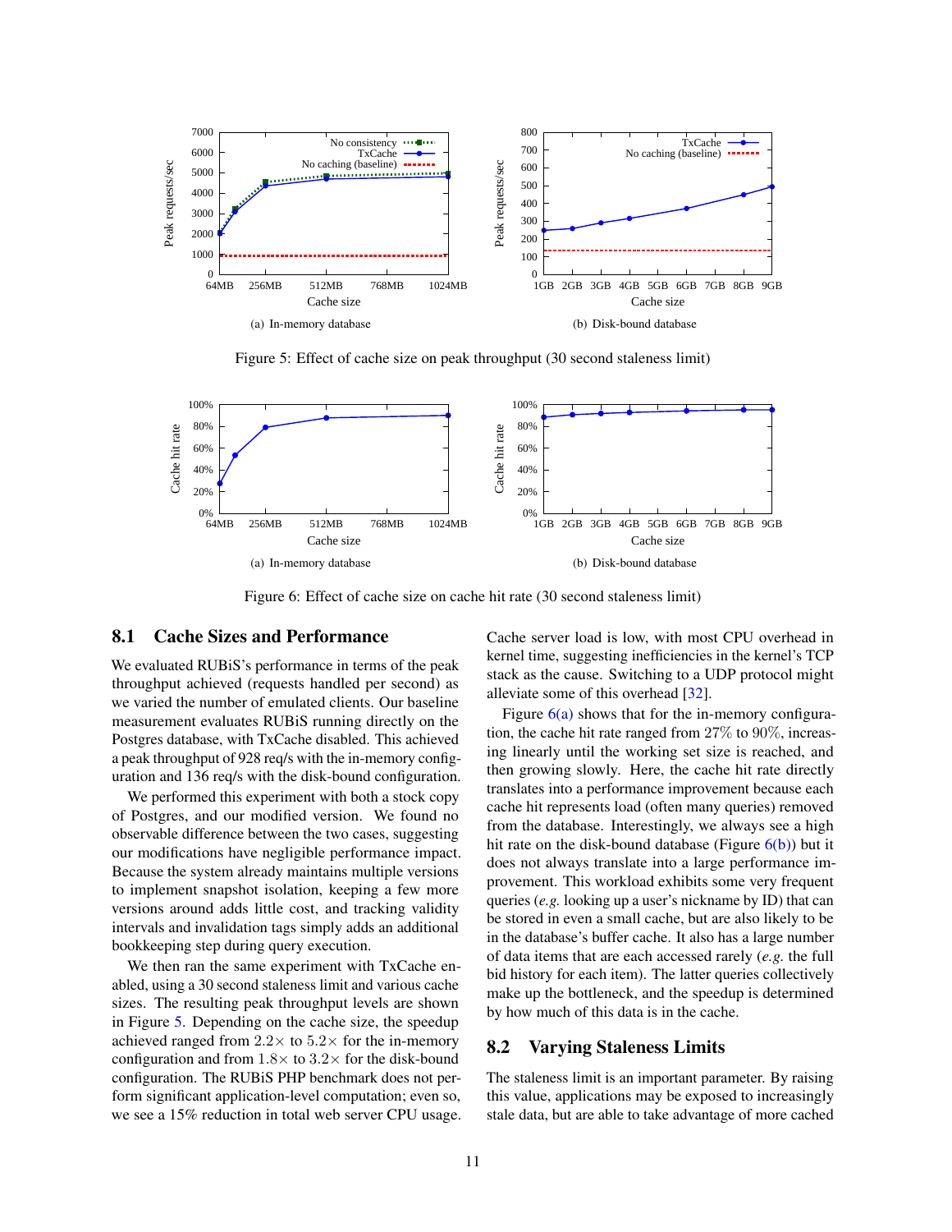(a) In-memory database

(b) Disk-bound database

Figure 5: Effect of cache size on peak throughput (30 second staleness limit)

(a) In-memory database

(b) Disk-bound database

Figure 6: Effect of cache size on cache hit rate (30 second staleness limit)

## 8.1 Cache Sizes and Performance

We evaluated RUBiS's performance in terms of the peak throughput achieved (requests handled per second) as we varied the number of emulated clients. Our baseline measurement evaluates RUBiS running directly on the Postgres database, with TxCache disabled. This achieved a peak throughput of 928 req/s with the in-memory configuration and 136 req/s with the disk-bound configuration.

We performed this experiment with both a stock copy of Postgres, and our modified version. We found no observable difference between the two cases, suggesting our modifications have negligible performance impact. Because the system already maintains multiple versions to implement snapshot isolation, keeping a few more versions around adds little cost, and tracking validity intervals and invalidation tags simply adds an additional bookkeeping step during query execution.

We then ran the same experiment with TxCache enabled, using a 30 second staleness limit and various cache sizes. The resulting peak throughput levels are shown in Figure 5. Depending on the cache size, the speedup achieved ranged from $2.2\times$ to $5.2\times$ for the in-memory configuration and from $1.8\times$ to $3.2\times$ for the disk-bound configuration. The RUBiS PHP benchmark does not perform significant application-level computation; even so, we see a 15% reduction in total web server CPU usage. Cache server load is low, with most CPU overhead in kernel time, suggesting inefficiencies in the kernel's TCP stack as the cause. Switching to a UDP protocol might alleviate some of this overhead [32].

Figure 6(a) shows that for the in-memory configuration, the cache hit rate ranged from 27% to 90%, increasing linearly until the working set size is reached, and then growing slowly. Here, the cache hit rate directly translates into a performance improvement because each cache hit represents load (often many queries) removed from the database. Interestingly, we always see a high hit rate on the disk-bound database (Figure 6(b)) but it does not always translate into a large performance improvement. This workload exhibits some very frequent queries (*e.g.* looking up a user's nickname by ID) that can be stored in even a small cache, but are also likely to be in the database's buffer cache. It also has a large number of data items that are each accessed rarely (*e.g.* the full bid history for each item). The latter queries collectively make up the bottleneck, and the speedup is determined by how much of this data is in the cache.

## 8.2 Varying Staleness Limits

The staleness limit is an important parameter. By raising this value, applications may be exposed to increasingly stale data, but are able to take advantage of more cached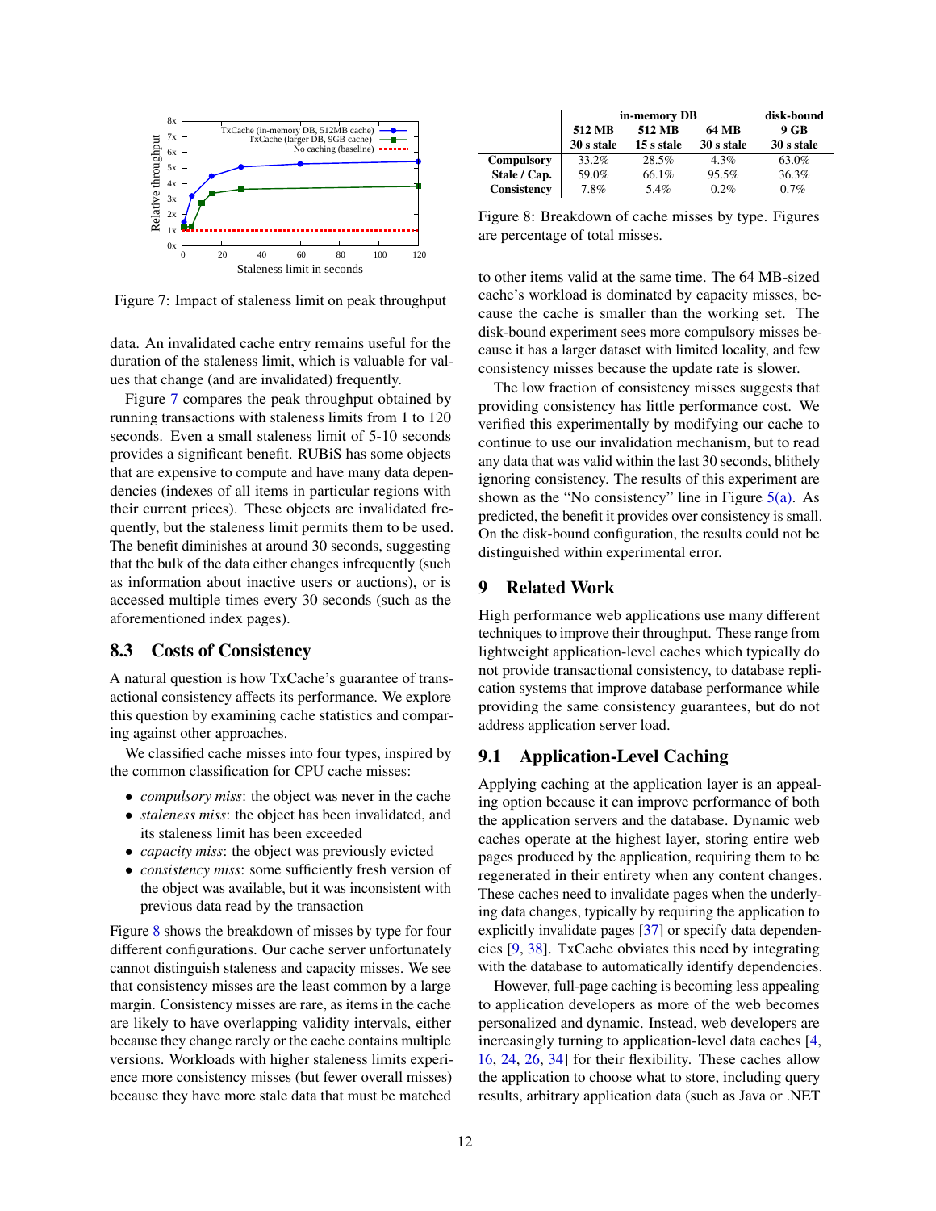Figure 7: Impact of staleness limit on peak throughput

data. An invalidated cache entry remains useful for the duration of the staleness limit, which is valuable for values that change (and are invalidated) frequently.

Figure 7 compares the peak throughput obtained by running transactions with staleness limits from 1 to 120 seconds. Even a small staleness limit of 5-10 seconds provides a significant benefit. RUBiS has some objects that are expensive to compute and have many data dependencies (indexes of all items in particular regions with their current prices). These objects are invalidated frequently, but the staleness limit permits them to be used. The benefit diminishes at around 30 seconds, suggesting that the bulk of the data either changes infrequently (such as information about inactive users or auctions), or is accessed multiple times every 30 seconds (such as the aforementioned index pages).

## 8.3 Costs of Consistency

A natural question is how TxCache's guarantee of transactional consistency affects its performance. We explore this question by examining cache statistics and comparing against other approaches.

We classified cache misses into four types, inspired by the common classification for CPU cache misses:

- *compulsory miss*: the object was never in the cache
- *staleness miss*: the object has been invalidated, and its staleness limit has been exceeded
- *capacity miss*: the object was previously evicted
- *consistency miss*: some sufficiently fresh version of the object was available, but it was inconsistent with previous data read by the transaction

Figure 8 shows the breakdown of misses by type for four different configurations. Our cache server unfortunately cannot distinguish staleness and capacity misses. We see that consistency misses are the least common by a large margin. Consistency misses are rare, as items in the cache are likely to have overlapping validity intervals, either because they change rarely or the cache contains multiple versions. Workloads with higher staleness limits experience more consistency misses (but fewer overall misses) because they have more stale data that must be matched

| | in-memory DB | | | disk-bound |
|---|---|---|---|---|
| | 512 MB 30 s stale | 512 MB 15 s stale | 64 MB 30 s stale | 9 GB 30 s stale |
| **Compulsory** | 33.2% | 28.5% | 4.3% | 63.0% |
| **Stale / Cap.** | 59.0% | 66.1% | 95.5% | 36.3% |
| **Consistency** | 7.8% | 5.4% | 0.2% | 0.7% |

Figure 8: Breakdown of cache misses by type. Figures are percentage of total misses.

to other items valid at the same time. The 64 MB-sized cache's workload is dominated by capacity misses, because the cache is smaller than the working set. The disk-bound experiment sees more compulsory misses because it has a larger dataset with limited locality, and few consistency misses because the update rate is slower.

The low fraction of consistency misses suggests that providing consistency has little performance cost. We verified this experimentally by modifying our cache to continue to use our invalidation mechanism, but to read any data that was valid within the last 30 seconds, blithely ignoring consistency. The results of this experiment are shown as the "No consistency" line in Figure 5(a). As predicted, the benefit it provides over consistency is small. On the disk-bound configuration, the results could not be distinguished within experimental error.

# 9 Related Work

High performance web applications use many different techniques to improve their throughput. These range from lightweight application-level caches which typically do not provide transactional consistency, to database replication systems that improve database performance while providing the same consistency guarantees, but do not address application server load.

## 9.1 Application-Level Caching

Applying caching at the application layer is an appealing option because it can improve performance of both the application servers and the database. Dynamic web caches operate at the highest layer, storing entire web pages produced by the application, requiring them to be regenerated in their entirety when any content changes. These caches need to invalidate pages when the underlying data changes, typically by requiring the application to explicitly invalidate pages [37] or specify data dependencies [9, 38]. TxCache obviates this need by integrating with the database to automatically identify dependencies.

However, full-page caching is becoming less appealing to application developers as more of the web becomes personalized and dynamic. Instead, web developers are increasingly turning to application-level data caches [4, 16, 24, 26, 34] for their flexibility. These caches allow the application to choose what to store, including query results, arbitrary application data (such as Java or .NET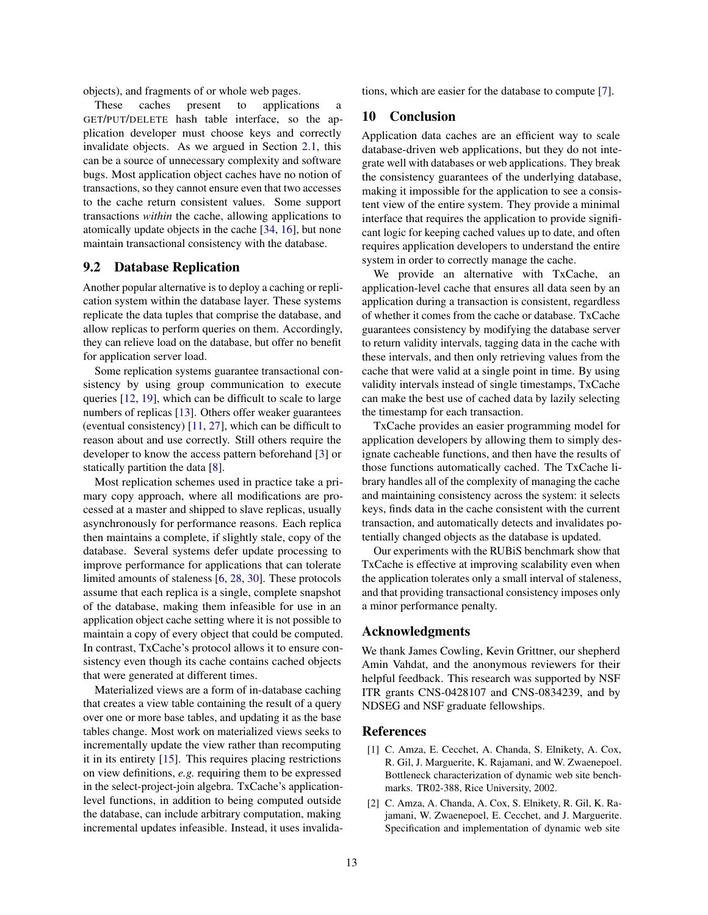objects), and fragments of or whole web pages.

These caches present to applications a GET/PUT/DELETE hash table interface, so the application developer must choose keys and correctly invalidate objects. As we argued in Section 2.1, this can be a source of unnecessary complexity and software bugs. Most application object caches have no notion of transactions, so they cannot ensure even that two accesses to the cache return consistent values. Some support transactions *within* the cache, allowing applications to atomically update objects in the cache [34, 16], but none maintain transactional consistency with the database.

## 9.2 Database Replication

Another popular alternative is to deploy a caching or replication system within the database layer. These systems replicate the data tuples that comprise the database, and allow replicas to perform queries on them. Accordingly, they can relieve load on the database, but offer no benefit for application server load.

Some replication systems guarantee transactional consistency by using group communication to execute queries [12, 19], which can be difficult to scale to large numbers of replicas [13]. Others offer weaker guarantees (eventual consistency) [11, 27], which can be difficult to reason about and use correctly. Still others require the developer to know the access pattern beforehand [3] or statically partition the data [8].

Most replication schemes used in practice take a primary copy approach, where all modifications are processed at a master and shipped to slave replicas, usually asynchronously for performance reasons. Each replica then maintains a complete, if slightly stale, copy of the database. Several systems defer update processing to improve performance for applications that can tolerate limited amounts of staleness [6, 28, 30]. These protocols assume that each replica is a single, complete snapshot of the database, making them infeasible for use in an application object cache setting where it is not possible to maintain a copy of every object that could be computed. In contrast, TxCache's protocol allows it to ensure consistency even though its cache contains cached objects that were generated at different times.

Materialized views are a form of in-database caching that creates a view table containing the result of a query over one or more base tables, and updating it as the base tables change. Most work on materialized views seeks to incrementally update the view rather than recomputing it in its entirety [15]. This requires placing restrictions on view definitions, *e.g.* requiring them to be expressed in the select-project-join algebra. TxCache's application-level functions, in addition to being computed outside the database, can include arbitrary computation, making incremental updates infeasible. Instead, it uses invalidations, which are easier for the database to compute [7].

# 10 Conclusion

Application data caches are an efficient way to scale database-driven web applications, but they do not integrate well with databases or web applications. They break the consistency guarantees of the underlying database, making it impossible for the application to see a consistent view of the entire system. They provide a minimal interface that requires the application to provide significant logic for keeping cached values up to date, and often requires application developers to understand the entire system in order to correctly manage the cache.

We provide an alternative with TxCache, an application-level cache that ensures all data seen by an application during a transaction is consistent, regardless of whether it comes from the cache or database. TxCache guarantees consistency by modifying the database server to return validity intervals, tagging data in the cache with these intervals, and then only retrieving values from the cache that were valid at a single point in time. By using validity intervals instead of single timestamps, TxCache can make the best use of cached data by lazily selecting the timestamp for each transaction.

TxCache provides an easier programming model for application developers by allowing them to simply designate cacheable functions, and then have the results of those functions automatically cached. The TxCache library handles all of the complexity of managing the cache and maintaining consistency across the system: it selects keys, finds data in the cache consistent with the current transaction, and automatically detects and invalidates potentially changed objects as the database is updated.

Our experiments with the RUBiS benchmark show that TxCache is effective at improving scalability even when the application tolerates only a small interval of staleness, and that providing transactional consistency imposes only a minor performance penalty.

# Acknowledgments

We thank James Cowling, Kevin Grittner, our shepherd Amin Vahdat, and the anonymous reviewers for their helpful feedback. This research was supported by NSF ITR grants CNS-0428107 and CNS-0834239, and by NDSEG and NSF graduate fellowships.

# References

[1] C. Amza, E. Cecchet, A. Chanda, S. Elnikety, A. Cox, R. Gil, J. Marguerite, K. Rajamani, and W. Zwaenepoel. Bottleneck characterization of dynamic web site benchmarks. TR02-388, Rice University, 2002.

[2] C. Amza, A. Chanda, A. Cox, S. Elnikety, R. Gil, K. Rajamani, W. Zwaenepoel, E. Cecchet, and J. Marguerite. Specification and implementation of dynamic web site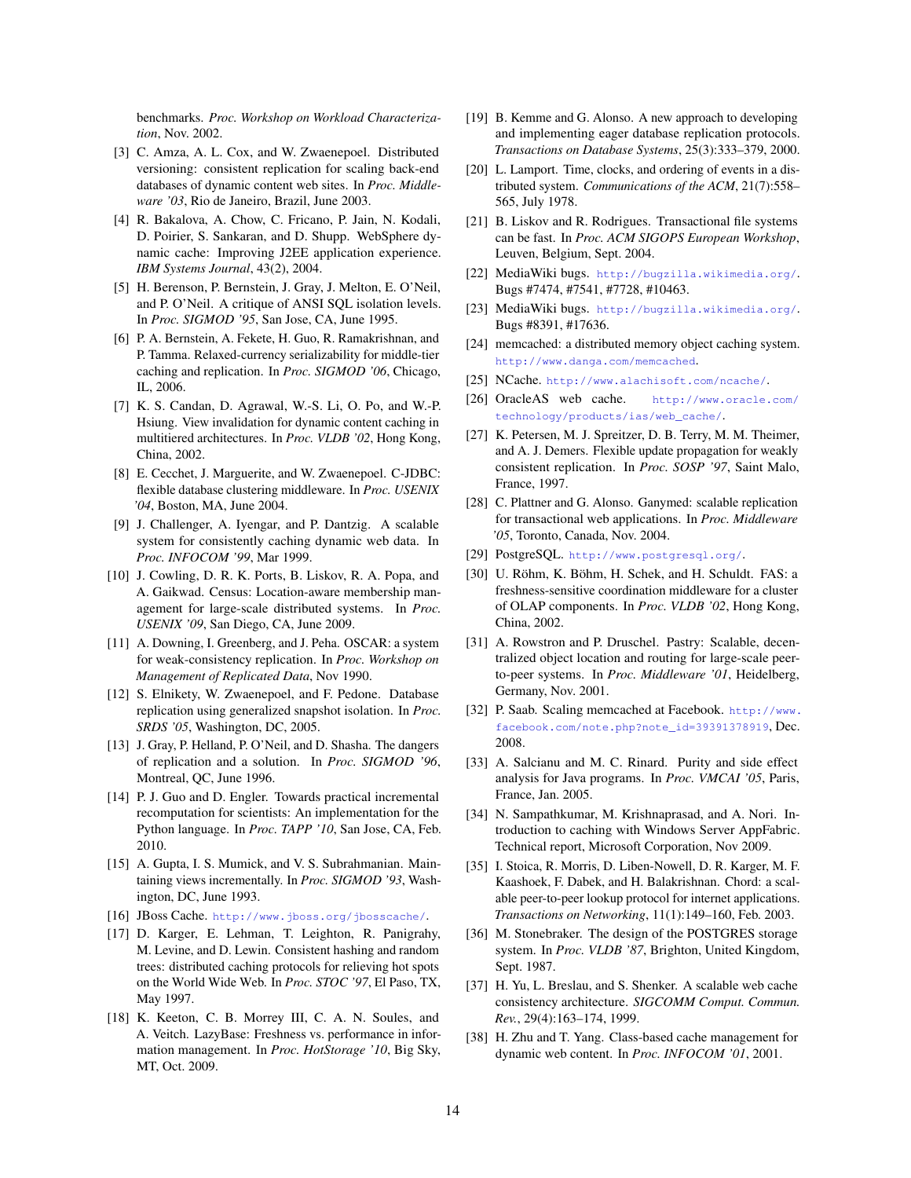benchmarks. *Proc. Workshop on Workload Characterization*, Nov. 2002.

[3] C. Amza, A. L. Cox, and W. Zwaenepoel. Distributed versioning: consistent replication for scaling back-end databases of dynamic content web sites. In *Proc. Middleware '03*, Rio de Janeiro, Brazil, June 2003.

[4] R. Bakalova, A. Chow, C. Fricano, P. Jain, N. Kodali, D. Poirier, S. Sankaran, and D. Shupp. WebSphere dynamic cache: Improving J2EE application experience. *IBM Systems Journal*, 43(2), 2004.

[5] H. Berenson, P. Bernstein, J. Gray, J. Melton, E. O'Neil, and P. O'Neil. A critique of ANSI SQL isolation levels. In *Proc. SIGMOD '95*, San Jose, CA, June 1995.

[6] P. A. Bernstein, A. Fekete, H. Guo, R. Ramakrishnan, and P. Tamma. Relaxed-currency serializability for middle-tier caching and replication. In *Proc. SIGMOD '06*, Chicago, IL, 2006.

[7] K. S. Candan, D. Agrawal, W.-S. Li, O. Po, and W.-P. Hsiung. View invalidation for dynamic content caching in multitiered architectures. In *Proc. VLDB '02*, Hong Kong, China, 2002.

[8] E. Cecchet, J. Marguerite, and W. Zwaenepoel. C-JDBC: flexible database clustering middleware. In *Proc. USENIX '04*, Boston, MA, June 2004.

[9] J. Challenger, A. Iyengar, and P. Dantzig. A scalable system for consistently caching dynamic web data. In *Proc. INFOCOM '99*, Mar 1999.

[10] J. Cowling, D. R. K. Ports, B. Liskov, R. A. Popa, and A. Gaikwad. Census: Location-aware membership management for large-scale distributed systems. In *Proc. USENIX '09*, San Diego, CA, June 2009.

[11] A. Downing, I. Greenberg, and J. Peha. OSCAR: a system for weak-consistency replication. In *Proc. Workshop on Management of Replicated Data*, Nov 1990.

[12] S. Elnikety, W. Zwaenepoel, and F. Pedone. Database replication using generalized snapshot isolation. In *Proc. SRDS '05*, Washington, DC, 2005.

[13] J. Gray, P. Helland, P. O'Neil, and D. Shasha. The dangers of replication and a solution. In *Proc. SIGMOD '96*, Montreal, QC, June 1996.

[14] P. J. Guo and D. Engler. Towards practical incremental recomputation for scientists: An implementation for the Python language. In *Proc. TAPP '10*, San Jose, CA, Feb. 2010.

[15] A. Gupta, I. S. Mumick, and V. S. Subrahmanian. Maintaining views incrementally. In *Proc. SIGMOD '93*, Washington, DC, June 1993.

[16] JBoss Cache. http://www.jboss.org/jbosscache/.

[17] D. Karger, E. Lehman, T. Leighton, R. Panigrahy, M. Levine, and D. Lewin. Consistent hashing and random trees: distributed caching protocols for relieving hot spots on the World Wide Web. In *Proc. STOC '97*, El Paso, TX, May 1997.

[18] K. Keeton, C. B. Morrey III, C. A. N. Soules, and A. Veitch. LazyBase: Freshness vs. performance in information management. In *Proc. HotStorage '10*, Big Sky, MT, Oct. 2009.

[19] B. Kemme and G. Alonso. A new approach to developing and implementing eager database replication protocols. *Transactions on Database Systems*, 25(3):333–379, 2000.

[20] L. Lamport. Time, clocks, and ordering of events in a distributed system. *Communications of the ACM*, 21(7):558–565, July 1978.

[21] B. Liskov and R. Rodrigues. Transactional file systems can be fast. In *Proc. ACM SIGOPS European Workshop*, Leuven, Belgium, Sept. 2004.

[22] MediaWiki bugs. http://bugzilla.wikimedia.org/. Bugs #7474, #7541, #7728, #10463.

[23] MediaWiki bugs. http://bugzilla.wikimedia.org/. Bugs #8391, #17636.

[24] memcached: a distributed memory object caching system. http://www.danga.com/memcached.

[25] NCache. http://www.alachisoft.com/ncache/.

[26] OracleAS web cache. http://www.oracle.com/technology/products/ias/web_cache/.

[27] K. Petersen, M. J. Spreitzer, D. B. Terry, M. M. Theimer, and A. J. Demers. Flexible update propagation for weakly consistent replication. In *Proc. SOSP '97*, Saint Malo, France, 1997.

[28] C. Plattner and G. Alonso. Ganymed: scalable replication for transactional web applications. In *Proc. Middleware '05*, Toronto, Canada, Nov. 2004.

[29] PostgreSQL. http://www.postgresql.org/.

[30] U. Röhm, K. Böhm, H. Schek, and H. Schuldt. FAS: a freshness-sensitive coordination middleware for a cluster of OLAP components. In *Proc. VLDB '02*, Hong Kong, China, 2002.

[31] A. Rowstron and P. Druschel. Pastry: Scalable, decentralized object location and routing for large-scale peer-to-peer systems. In *Proc. Middleware '01*, Heidelberg, Germany, Nov. 2001.

[32] P. Saab. Scaling memcached at Facebook. http://www.facebook.com/note.php?note_id=39391378919, Dec. 2008.

[33] A. Salcianu and M. C. Rinard. Purity and side effect analysis for Java programs. In *Proc. VMCAI '05*, Paris, France, Jan. 2005.

[34] N. Sampathkumar, M. Krishnaprasad, and A. Nori. Introduction to caching with Windows Server AppFabric. Technical report, Microsoft Corporation, Nov 2009.

[35] I. Stoica, R. Morris, D. Liben-Nowell, D. R. Karger, M. F. Kaashoek, F. Dabek, and H. Balakrishnan. Chord: a scalable peer-to-peer lookup protocol for internet applications. *Transactions on Networking*, 11(1):149–160, Feb. 2003.

[36] M. Stonebraker. The design of the POSTGRES storage system. In *Proc. VLDB '87*, Brighton, United Kingdom, Sept. 1987.

[37] H. Yu, L. Breslau, and S. Shenker. A scalable web cache consistency architecture. *SIGCOMM Comput. Commun. Rev.*, 29(4):163–174, 1999.

[38] H. Zhu and T. Yang. Class-based cache management for dynamic web content. In *Proc. INFOCOM '01*, 2001.